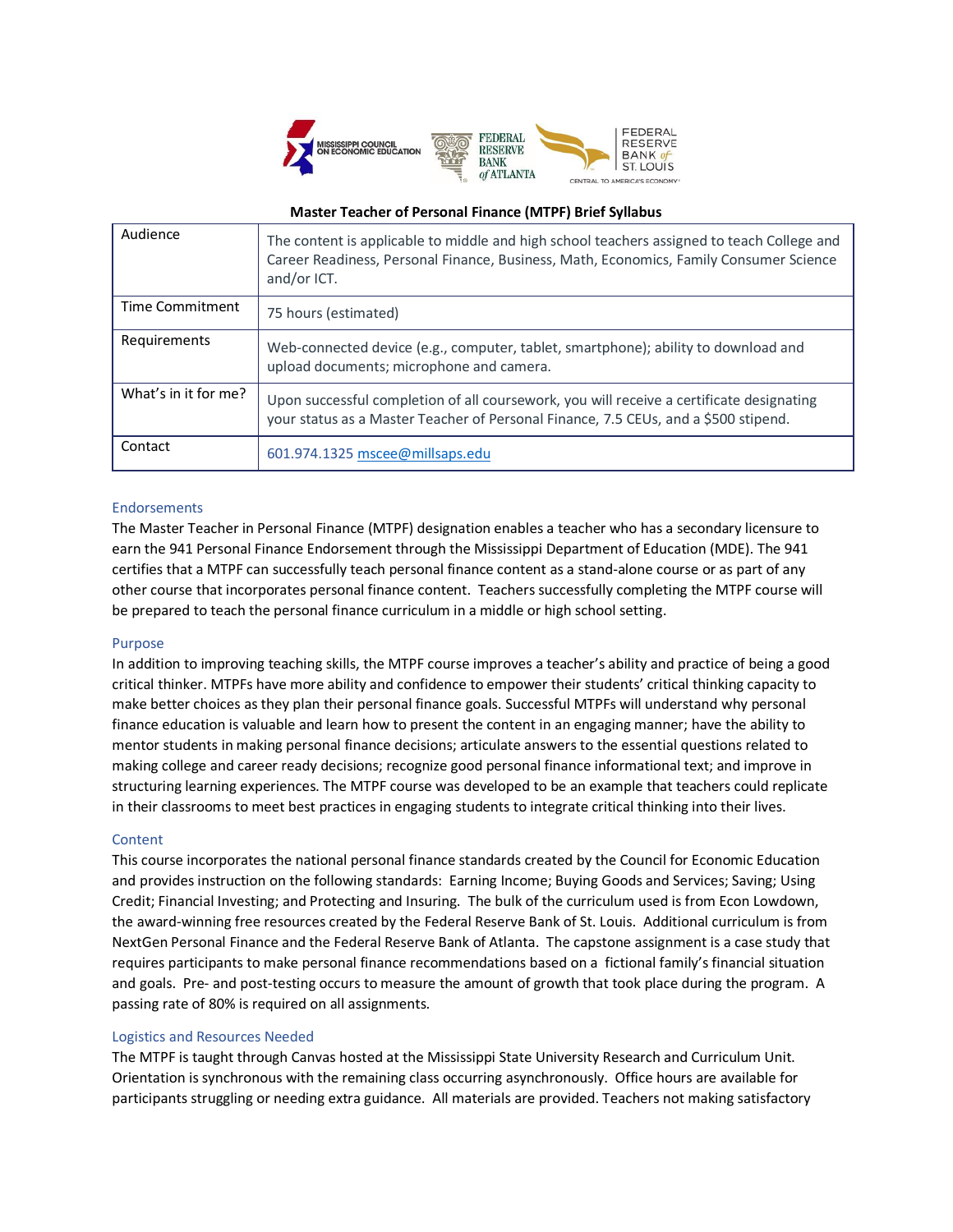# Master Teacher of Personal Finance (MTPF) Brief Syllabus

| | |
|---|---|
| Audience | The content is applicable to middle and high school teachers assigned to teach College and Career Readiness, Personal Finance, Business, Math, Economics, Family Consumer Science and/or ICT. |
| Time Commitment | 75 hours (estimated) |
| Requirements | Web-connected device (e.g., computer, tablet, smartphone); ability to download and upload documents; microphone and camera. |
| What's in it for me? | Upon successful completion of all coursework, you will receive a certificate designating your status as a Master Teacher of Personal Finance, 7.5 CEUs, and a $500 stipend. |
| Contact | 601.974.1325 mscee@millsaps.edu |

## Endorsements

The Master Teacher in Personal Finance (MTPF) designation enables a teacher who has a secondary licensure to earn the 941 Personal Finance Endorsement through the Mississippi Department of Education (MDE). The 941 certifies that a MTPF can successfully teach personal finance content as a stand-alone course or as part of any other course that incorporates personal finance content. Teachers successfully completing the MTPF course will be prepared to teach the personal finance curriculum in a middle or high school setting.

## Purpose

In addition to improving teaching skills, the MTPF course improves a teacher's ability and practice of being a good critical thinker. MTPFs have more ability and confidence to empower their students' critical thinking capacity to make better choices as they plan their personal finance goals. Successful MTPFs will understand why personal finance education is valuable and learn how to present the content in an engaging manner; have the ability to mentor students in making personal finance decisions; articulate answers to the essential questions related to making college and career ready decisions; recognize good personal finance informational text; and improve in structuring learning experiences. The MTPF course was developed to be an example that teachers could replicate in their classrooms to meet best practices in engaging students to integrate critical thinking into their lives.

## Content

This course incorporates the national personal finance standards created by the Council for Economic Education and provides instruction on the following standards: Earning Income; Buying Goods and Services; Saving; Using Credit; Financial Investing; and Protecting and Insuring. The bulk of the curriculum used is from Econ Lowdown, the award-winning free resources created by the Federal Reserve Bank of St. Louis. Additional curriculum is from NextGen Personal Finance and the Federal Reserve Bank of Atlanta. The capstone assignment is a case study that requires participants to make personal finance recommendations based on a fictional family's financial situation and goals. Pre- and post-testing occurs to measure the amount of growth that took place during the program. A passing rate of 80% is required on all assignments.

## Logistics and Resources Needed

The MTPF is taught through Canvas hosted at the Mississippi State University Research and Curriculum Unit. Orientation is synchronous with the remaining class occurring asynchronously. Office hours are available for participants struggling or needing extra guidance. All materials are provided. Teachers not making satisfactory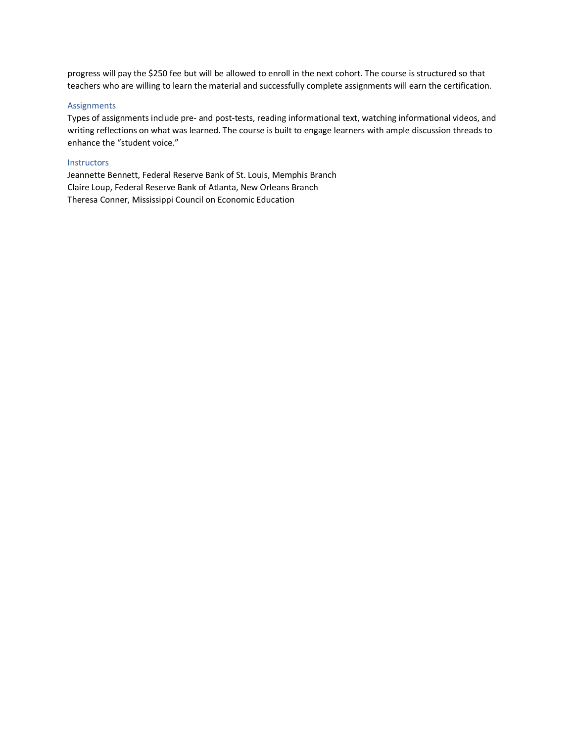progress will pay the $250 fee but will be allowed to enroll in the next cohort. The course is structured so that teachers who are willing to learn the material and successfully complete assignments will earn the certification.

## Assignments

Types of assignments include pre- and post-tests, reading informational text, watching informational videos, and writing reflections on what was learned. The course is built to engage learners with ample discussion threads to enhance the "student voice."

## Instructors

Jeannette Bennett, Federal Reserve Bank of St. Louis, Memphis Branch
Claire Loup, Federal Reserve Bank of Atlanta, New Orleans Branch
Theresa Conner, Mississippi Council on Economic Education